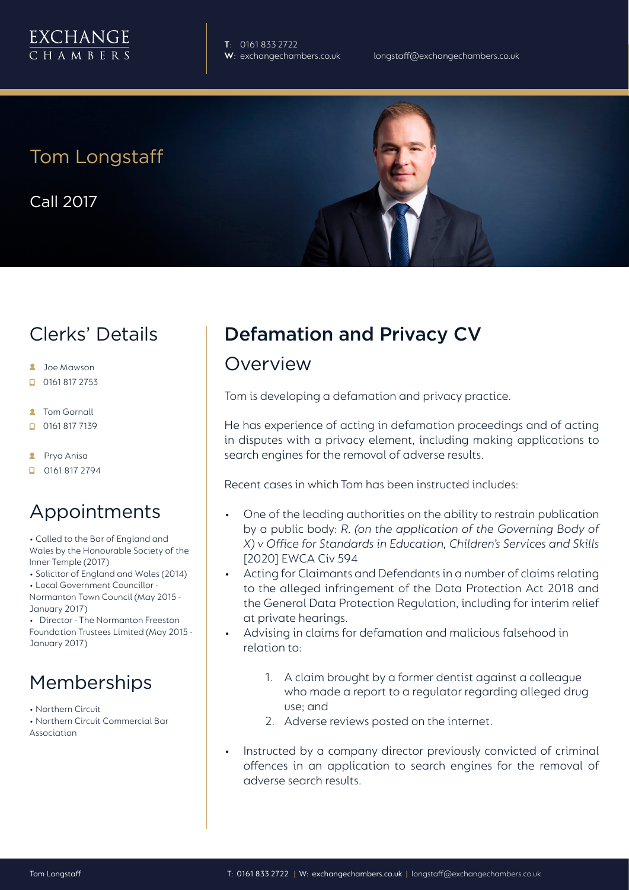EXCHANGE
CHAMBERS

**T**: 0161 833 2722
**W**: exchangechambers.co.uk
longstaff@exchangechambers.co.uk

# Tom Longstaff

Call 2017

## Clerks' Details

- Joe Mawson
- 0161 817 2753
- Tom Gornall
- 0161 817 7139
- Prya Anisa
- 0161 817 2794

## Appointments

- Called to the Bar of England and Wales by the Honourable Society of the Inner Temple (2017)
- Solicitor of England and Wales (2014)
- Local Government Councillor - Normanton Town Council (May 2015 - January 2017)
- Director - The Normanton Freeston Foundation Trustees Limited (May 2015 - January 2017)

## Memberships

- Northern Circuit
- Northern Circuit Commercial Bar Association

## Defamation and Privacy CV

### Overview

Tom is developing a defamation and privacy practice.

He has experience of acting in defamation proceedings and of acting in disputes with a privacy element, including making applications to search engines for the removal of adverse results.

Recent cases in which Tom has been instructed includes:

- One of the leading authorities on the ability to restrain publication by a public body: *R. (on the application of the Governing Body of X) v Office for Standards in Education, Children's Services and Skills* [2020] EWCA Civ 594
- Acting for Claimants and Defendants in a number of claims relating to the alleged infringement of the Data Protection Act 2018 and the General Data Protection Regulation, including for interim relief at private hearings.
- Advising in claims for defamation and malicious falsehood in relation to:
    1. A claim brought by a former dentist against a colleague who made a report to a regulator regarding alleged drug use; and
    2. Adverse reviews posted on the internet.
- Instructed by a company director previously convicted of criminal offences in an application to search engines for the removal of adverse search results.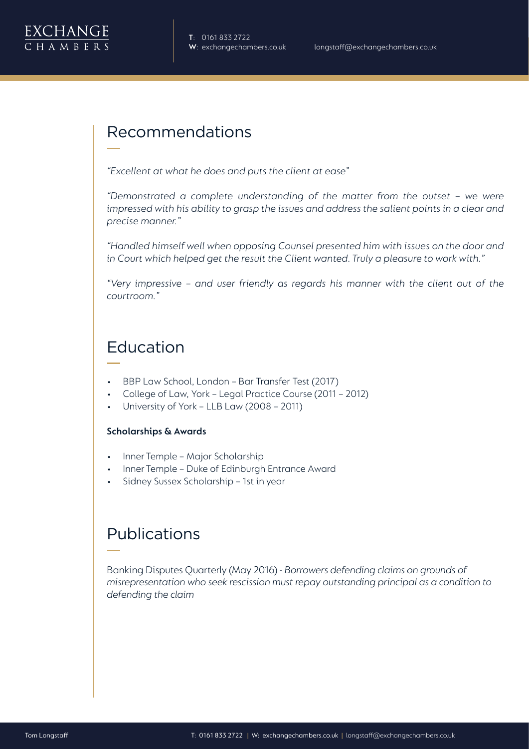## Recommendations

*"Excellent at what he does and puts the client at ease"*

*"Demonstrated a complete understanding of the matter from the outset – we were impressed with his ability to grasp the issues and address the salient points in a clear and precise manner."*

*"Handled himself well when opposing Counsel presented him with issues on the door and in Court which helped get the result the Client wanted. Truly a pleasure to work with."*

*"Very impressive – and user friendly as regards his manner with the client out of the courtroom."*

## Education

- BBP Law School, London – Bar Transfer Test (2017)
- College of Law, York – Legal Practice Course (2011 – 2012)
- University of York – LLB Law (2008 – 2011)

### Scholarships & Awards

- Inner Temple – Major Scholarship
- Inner Temple – Duke of Edinburgh Entrance Award
- Sidney Sussex Scholarship – 1st in year

## Publications

Banking Disputes Quarterly (May 2016) - *Borrowers defending claims on grounds of misrepresentation who seek rescission must repay outstanding principal as a condition to defending the claim*